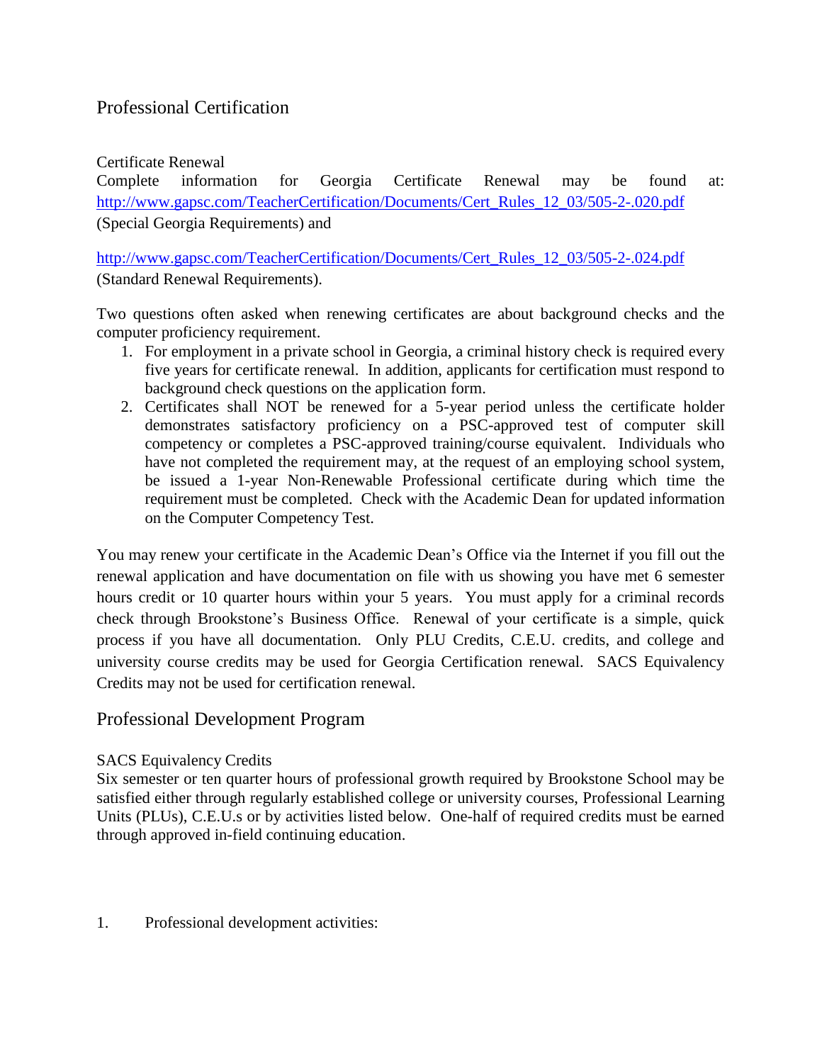## Professional Certification

### Certificate Renewal

Complete information for Georgia Certificate Renewal may be found at: http://www.gapsc.com/TeacherCertification/Documents/Cert_Rules_12_03/505-2-.020.pdf (Special Georgia Requirements) and

http://www.gapsc.com/TeacherCertification/Documents/Cert_Rules_12_03/505-2-.024.pdf (Standard Renewal Requirements).

Two questions often asked when renewing certificates are about background checks and the computer proficiency requirement.

1. For employment in a private school in Georgia, a criminal history check is required every five years for certificate renewal. In addition, applicants for certification must respond to background check questions on the application form.
2. Certificates shall NOT be renewed for a 5-year period unless the certificate holder demonstrates satisfactory proficiency on a PSC-approved test of computer skill competency or completes a PSC-approved training/course equivalent. Individuals who have not completed the requirement may, at the request of an employing school system, be issued a 1-year Non-Renewable Professional certificate during which time the requirement must be completed. Check with the Academic Dean for updated information on the Computer Competency Test.

You may renew your certificate in the Academic Dean's Office via the Internet if you fill out the renewal application and have documentation on file with us showing you have met 6 semester hours credit or 10 quarter hours within your 5 years. You must apply for a criminal records check through Brookstone's Business Office. Renewal of your certificate is a simple, quick process if you have all documentation. Only PLU Credits, C.E.U. credits, and college and university course credits may be used for Georgia Certification renewal. SACS Equivalency Credits may not be used for certification renewal.

## Professional Development Program

### SACS Equivalency Credits

Six semester or ten quarter hours of professional growth required by Brookstone School may be satisfied either through regularly established college or university courses, Professional Learning Units (PLUs), C.E.U.s or by activities listed below. One-half of required credits must be earned through approved in-field continuing education.

1. Professional development activities: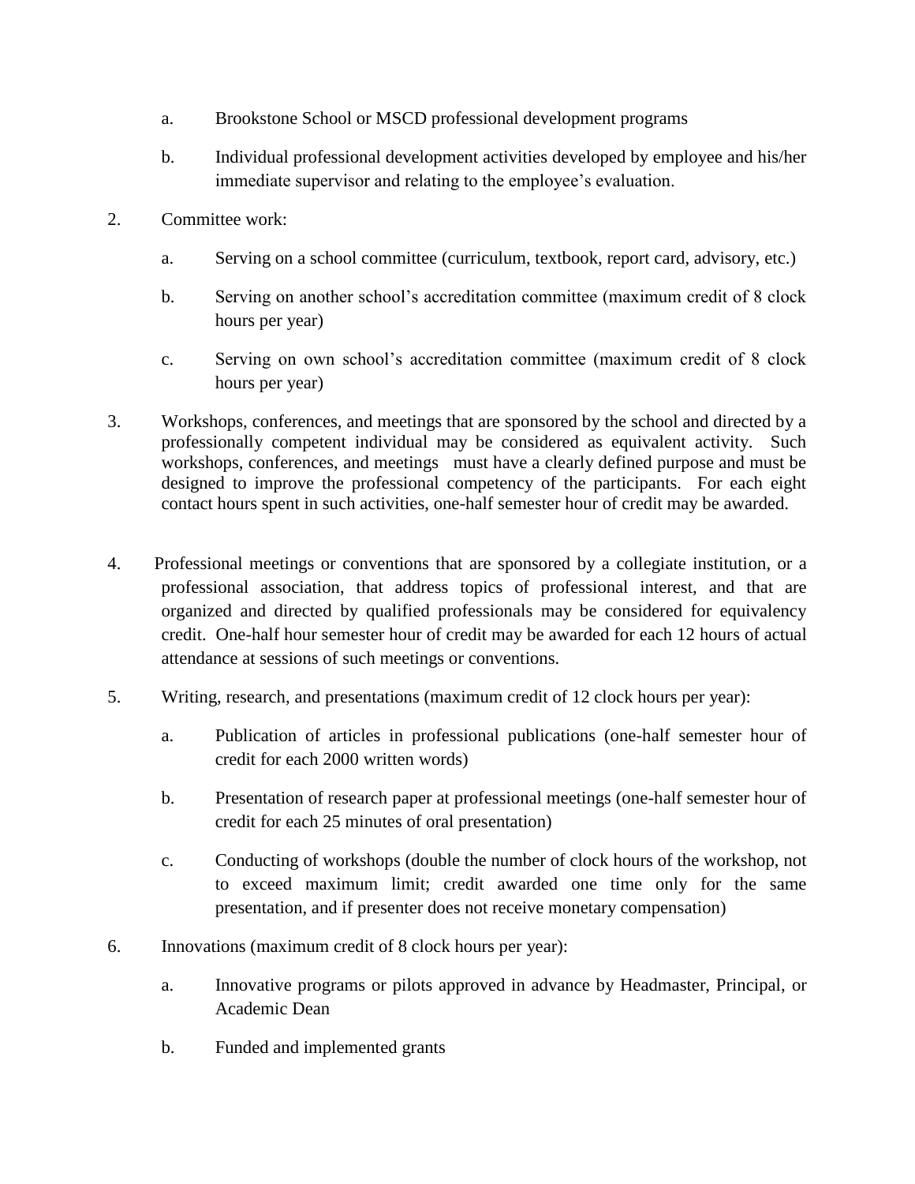a. Brookstone School or MSCD professional development programs

   b. Individual professional development activities developed by employee and his/her immediate supervisor and relating to the employee's evaluation.

2. Committee work:

   a. Serving on a school committee (curriculum, textbook, report card, advisory, etc.)

   b. Serving on another school's accreditation committee (maximum credit of 8 clock hours per year)

   c. Serving on own school's accreditation committee (maximum credit of 8 clock hours per year)

3. Workshops, conferences, and meetings that are sponsored by the school and directed by a professionally competent individual may be considered as equivalent activity. Such workshops, conferences, and meetings must have a clearly defined purpose and must be designed to improve the professional competency of the participants. For each eight contact hours spent in such activities, one-half semester hour of credit may be awarded.

4. Professional meetings or conventions that are sponsored by a collegiate institution, or a professional association, that address topics of professional interest, and that are organized and directed by qualified professionals may be considered for equivalency credit. One-half hour semester hour of credit may be awarded for each 12 hours of actual attendance at sessions of such meetings or conventions.

5. Writing, research, and presentations (maximum credit of 12 clock hours per year):

   a. Publication of articles in professional publications (one-half semester hour of credit for each 2000 written words)

   b. Presentation of research paper at professional meetings (one-half semester hour of credit for each 25 minutes of oral presentation)

   c. Conducting of workshops (double the number of clock hours of the workshop, not to exceed maximum limit; credit awarded one time only for the same presentation, and if presenter does not receive monetary compensation)

6. Innovations (maximum credit of 8 clock hours per year):

   a. Innovative programs or pilots approved in advance by Headmaster, Principal, or Academic Dean

   b. Funded and implemented grants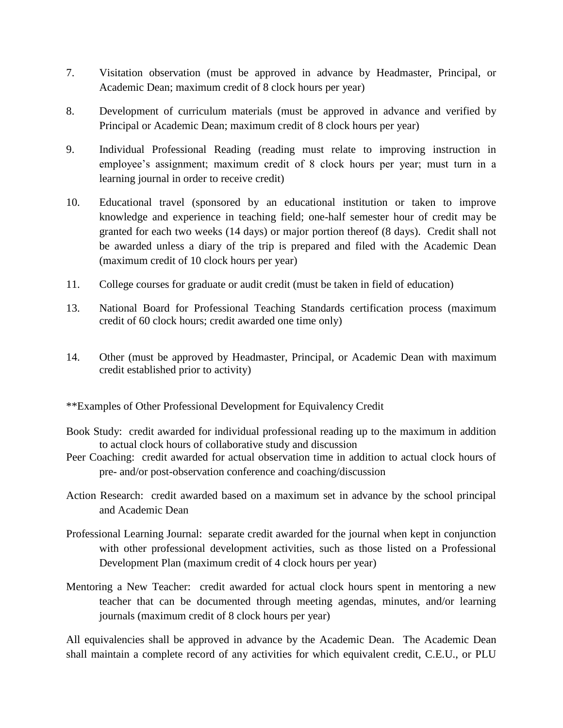7. Visitation observation (must be approved in advance by Headmaster, Principal, or Academic Dean; maximum credit of 8 clock hours per year)

8. Development of curriculum materials (must be approved in advance and verified by Principal or Academic Dean; maximum credit of 8 clock hours per year)

9. Individual Professional Reading (reading must relate to improving instruction in employee's assignment; maximum credit of 8 clock hours per year; must turn in a learning journal in order to receive credit)

10. Educational travel (sponsored by an educational institution or taken to improve knowledge and experience in teaching field; one-half semester hour of credit may be granted for each two weeks (14 days) or major portion thereof (8 days). Credit shall not be awarded unless a diary of the trip is prepared and filed with the Academic Dean (maximum credit of 10 clock hours per year)

11. College courses for graduate or audit credit (must be taken in field of education)

13. National Board for Professional Teaching Standards certification process (maximum credit of 60 clock hours; credit awarded one time only)

14. Other (must be approved by Headmaster, Principal, or Academic Dean with maximum credit established prior to activity)

**Examples of Other Professional Development for Equivalency Credit

Book Study: credit awarded for individual professional reading up to the maximum in addition to actual clock hours of collaborative study and discussion

Peer Coaching: credit awarded for actual observation time in addition to actual clock hours of pre- and/or post-observation conference and coaching/discussion

Action Research: credit awarded based on a maximum set in advance by the school principal and Academic Dean

Professional Learning Journal: separate credit awarded for the journal when kept in conjunction with other professional development activities, such as those listed on a Professional Development Plan (maximum credit of 4 clock hours per year)

Mentoring a New Teacher: credit awarded for actual clock hours spent in mentoring a new teacher that can be documented through meeting agendas, minutes, and/or learning journals (maximum credit of 8 clock hours per year)

All equivalencies shall be approved in advance by the Academic Dean. The Academic Dean shall maintain a complete record of any activities for which equivalent credit, C.E.U., or PLU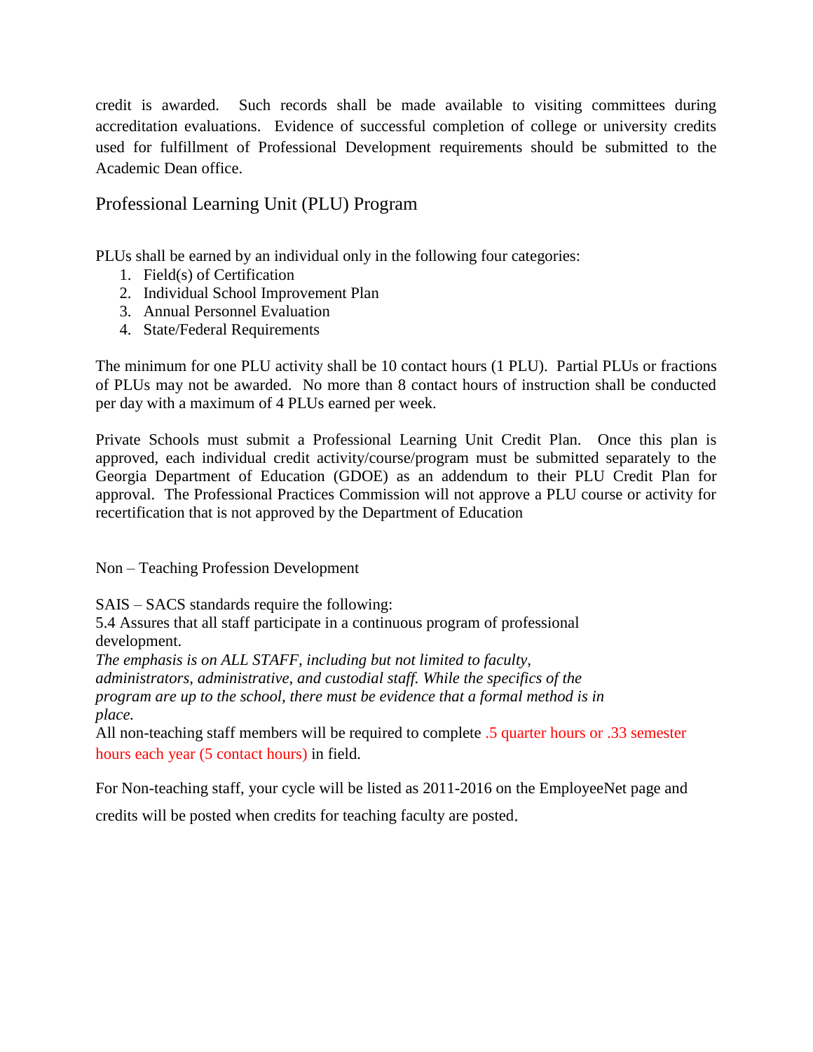credit is awarded. Such records shall be made available to visiting committees during accreditation evaluations. Evidence of successful completion of college or university credits used for fulfillment of Professional Development requirements should be submitted to the Academic Dean office.

## Professional Learning Unit (PLU) Program

PLUs shall be earned by an individual only in the following four categories:

1. Field(s) of Certification
2. Individual School Improvement Plan
3. Annual Personnel Evaluation
4. State/Federal Requirements

The minimum for one PLU activity shall be 10 contact hours (1 PLU). Partial PLUs or fractions of PLUs may not be awarded. No more than 8 contact hours of instruction shall be conducted per day with a maximum of 4 PLUs earned per week.

Private Schools must submit a Professional Learning Unit Credit Plan. Once this plan is approved, each individual credit activity/course/program must be submitted separately to the Georgia Department of Education (GDOE) as an addendum to their PLU Credit Plan for approval. The Professional Practices Commission will not approve a PLU course or activity for recertification that is not approved by the Department of Education

Non – Teaching Profession Development

SAIS – SACS standards require the following:
5.4 Assures that all staff participate in a continuous program of professional development.
*The emphasis is on ALL STAFF, including but not limited to faculty, administrators, administrative, and custodial staff. While the specifics of the program are up to the school, there must be evidence that a formal method is in place.*
All non-teaching staff members will be required to complete .5 quarter hours or .33 semester hours each year (5 contact hours) in field.

For Non-teaching staff, your cycle will be listed as 2011-2016 on the EmployeeNet page and credits will be posted when credits for teaching faculty are posted.